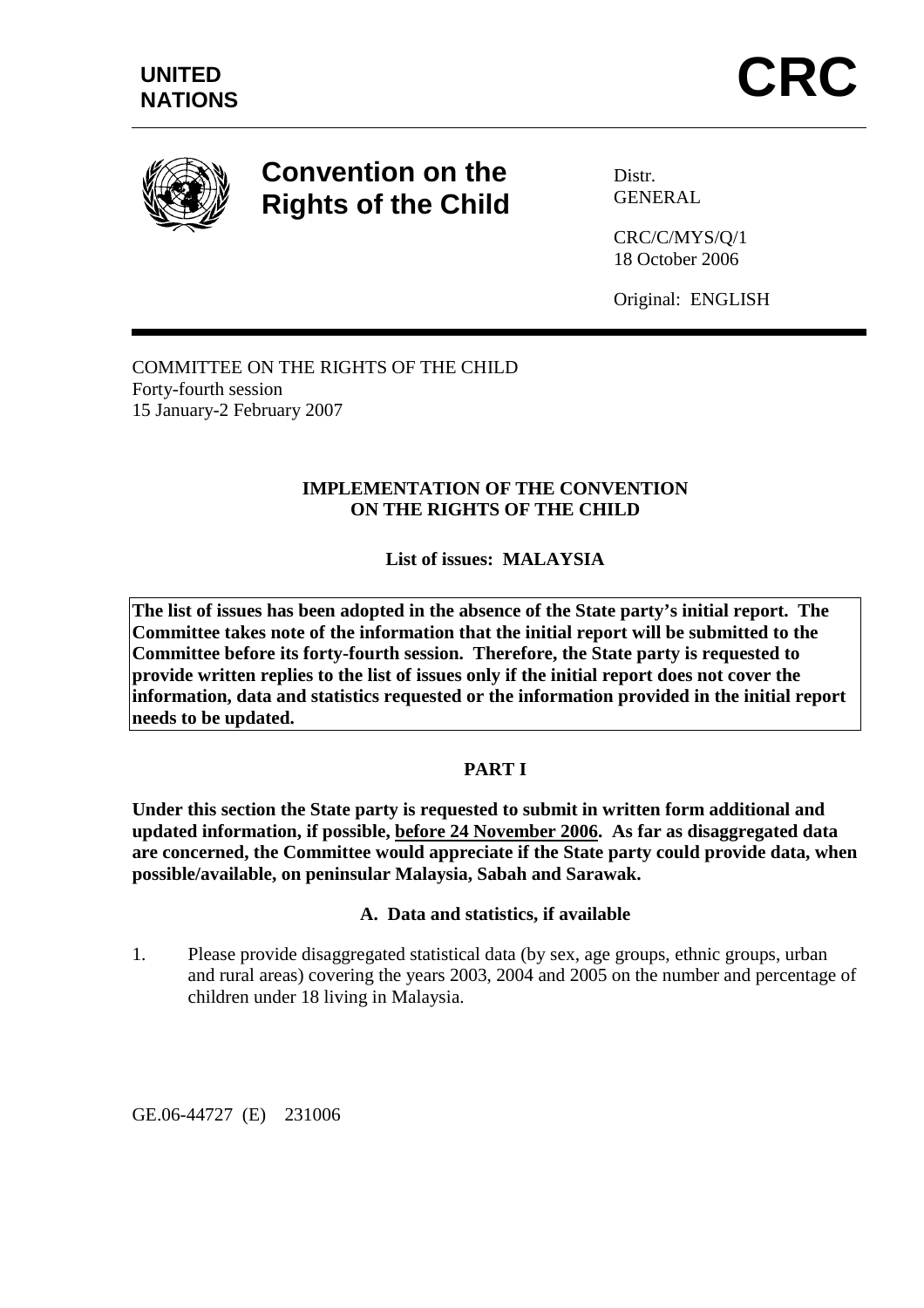**UNITED NATIONS**

# CRC

**Convention on the Rights of the Child**

Distr.
GENERAL

CRC/C/MYS/Q/1
18 October 2006

Original: ENGLISH

COMMITTEE ON THE RIGHTS OF THE CHILD
Forty-fourth session
15 January-2 February 2007

## IMPLEMENTATION OF THE CONVENTION ON THE RIGHTS OF THE CHILD

### List of issues: MALAYSIA

**The list of issues has been adopted in the absence of the State party's initial report. The Committee takes note of the information that the initial report will be submitted to the Committee before its forty-fourth session. Therefore, the State party is requested to provide written replies to the list of issues only if the initial report does not cover the information, data and statistics requested or the information provided in the initial report needs to be updated.**

## PART I

**Under this section the State party is requested to submit in written form additional and updated information, if possible, before 24 November 2006. As far as disaggregated data are concerned, the Committee would appreciate if the State party could provide data, when possible/available, on peninsular Malaysia, Sabah and Sarawak.**

### A. Data and statistics, if available

1. Please provide disaggregated statistical data (by sex, age groups, ethnic groups, urban and rural areas) covering the years 2003, 2004 and 2005 on the number and percentage of children under 18 living in Malaysia.

GE.06-44727 (E) 231006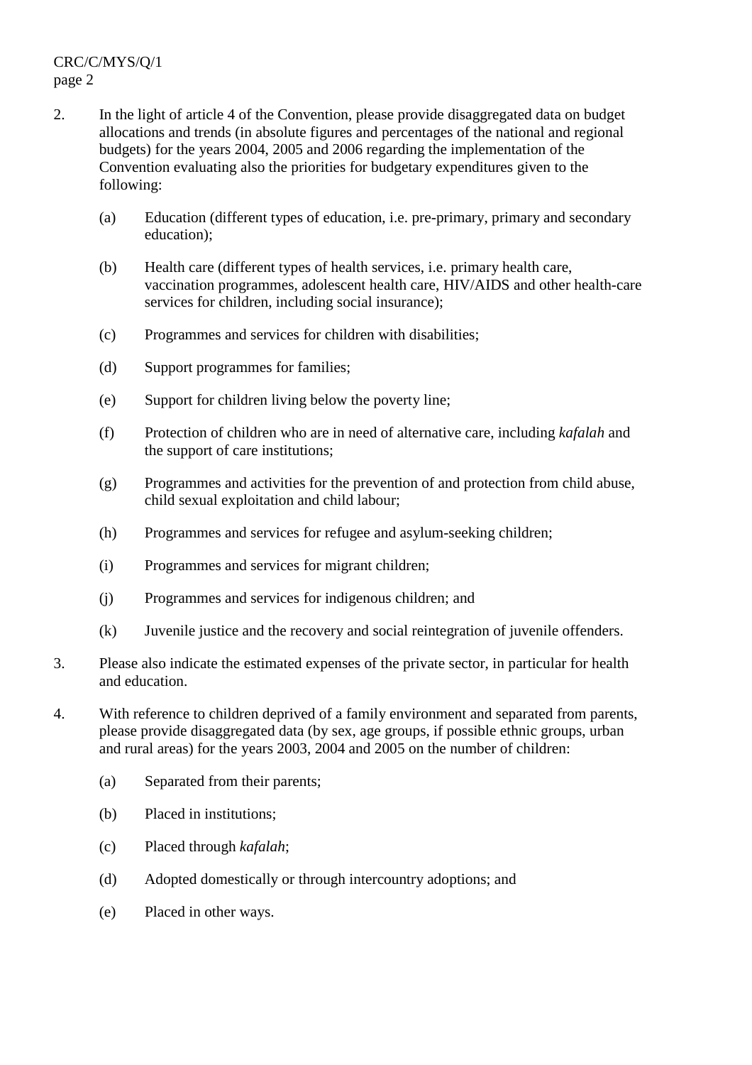2. In the light of article 4 of the Convention, please provide disaggregated data on budget allocations and trends (in absolute figures and percentages of the national and regional budgets) for the years 2004, 2005 and 2006 regarding the implementation of the Convention evaluating also the priorities for budgetary expenditures given to the following:

   (a) Education (different types of education, i.e. pre-primary, primary and secondary education);

   (b) Health care (different types of health services, i.e. primary health care, vaccination programmes, adolescent health care, HIV/AIDS and other health-care services for children, including social insurance);

   (c) Programmes and services for children with disabilities;

   (d) Support programmes for families;

   (e) Support for children living below the poverty line;

   (f) Protection of children who are in need of alternative care, including *kafalah* and the support of care institutions;

   (g) Programmes and activities for the prevention of and protection from child abuse, child sexual exploitation and child labour;

   (h) Programmes and services for refugee and asylum-seeking children;

   (i) Programmes and services for migrant children;

   (j) Programmes and services for indigenous children; and

   (k) Juvenile justice and the recovery and social reintegration of juvenile offenders.

3. Please also indicate the estimated expenses of the private sector, in particular for health and education.

4. With reference to children deprived of a family environment and separated from parents, please provide disaggregated data (by sex, age groups, if possible ethnic groups, urban and rural areas) for the years 2003, 2004 and 2005 on the number of children:

   (a) Separated from their parents;

   (b) Placed in institutions;

   (c) Placed through *kafalah*;

   (d) Adopted domestically or through intercountry adoptions; and

   (e) Placed in other ways.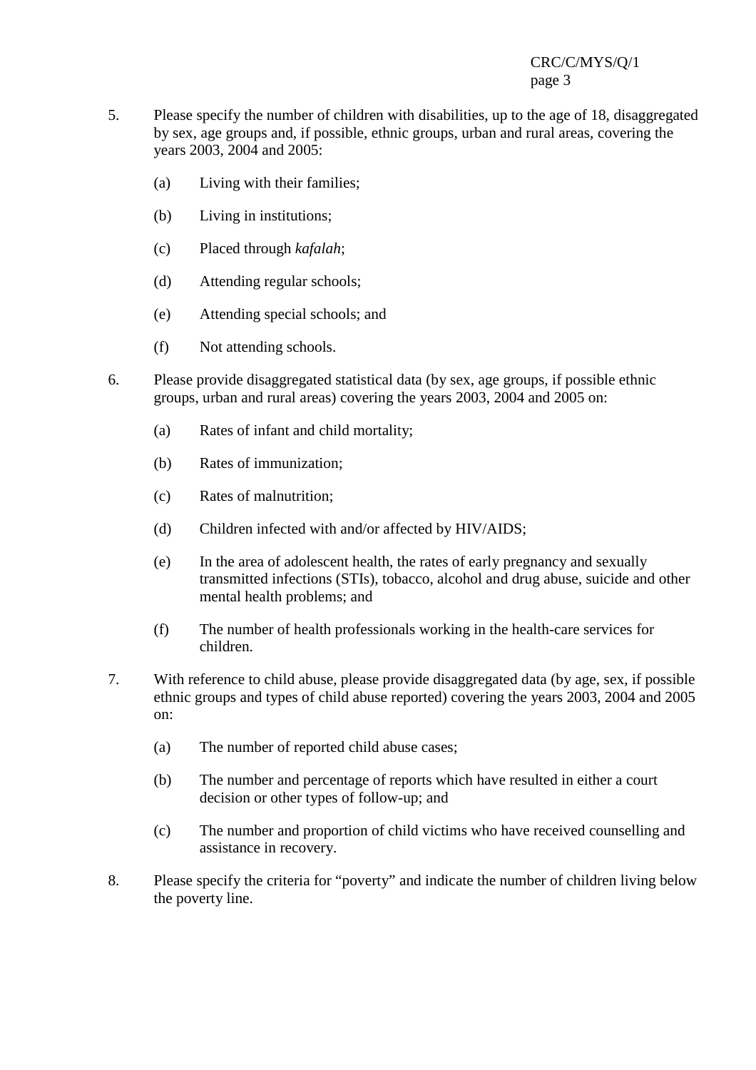5. Please specify the number of children with disabilities, up to the age of 18, disaggregated by sex, age groups and, if possible, ethnic groups, urban and rural areas, covering the years 2003, 2004 and 2005:

   (a) Living with their families;

   (b) Living in institutions;

   (c) Placed through *kafalah*;

   (d) Attending regular schools;

   (e) Attending special schools; and

   (f) Not attending schools.

6. Please provide disaggregated statistical data (by sex, age groups, if possible ethnic groups, urban and rural areas) covering the years 2003, 2004 and 2005 on:

   (a) Rates of infant and child mortality;

   (b) Rates of immunization;

   (c) Rates of malnutrition;

   (d) Children infected with and/or affected by HIV/AIDS;

   (e) In the area of adolescent health, the rates of early pregnancy and sexually transmitted infections (STIs), tobacco, alcohol and drug abuse, suicide and other mental health problems; and

   (f) The number of health professionals working in the health-care services for children.

7. With reference to child abuse, please provide disaggregated data (by age, sex, if possible ethnic groups and types of child abuse reported) covering the years 2003, 2004 and 2005 on:

   (a) The number of reported child abuse cases;

   (b) The number and percentage of reports which have resulted in either a court decision or other types of follow-up; and

   (c) The number and proportion of child victims who have received counselling and assistance in recovery.

8. Please specify the criteria for "poverty" and indicate the number of children living below the poverty line.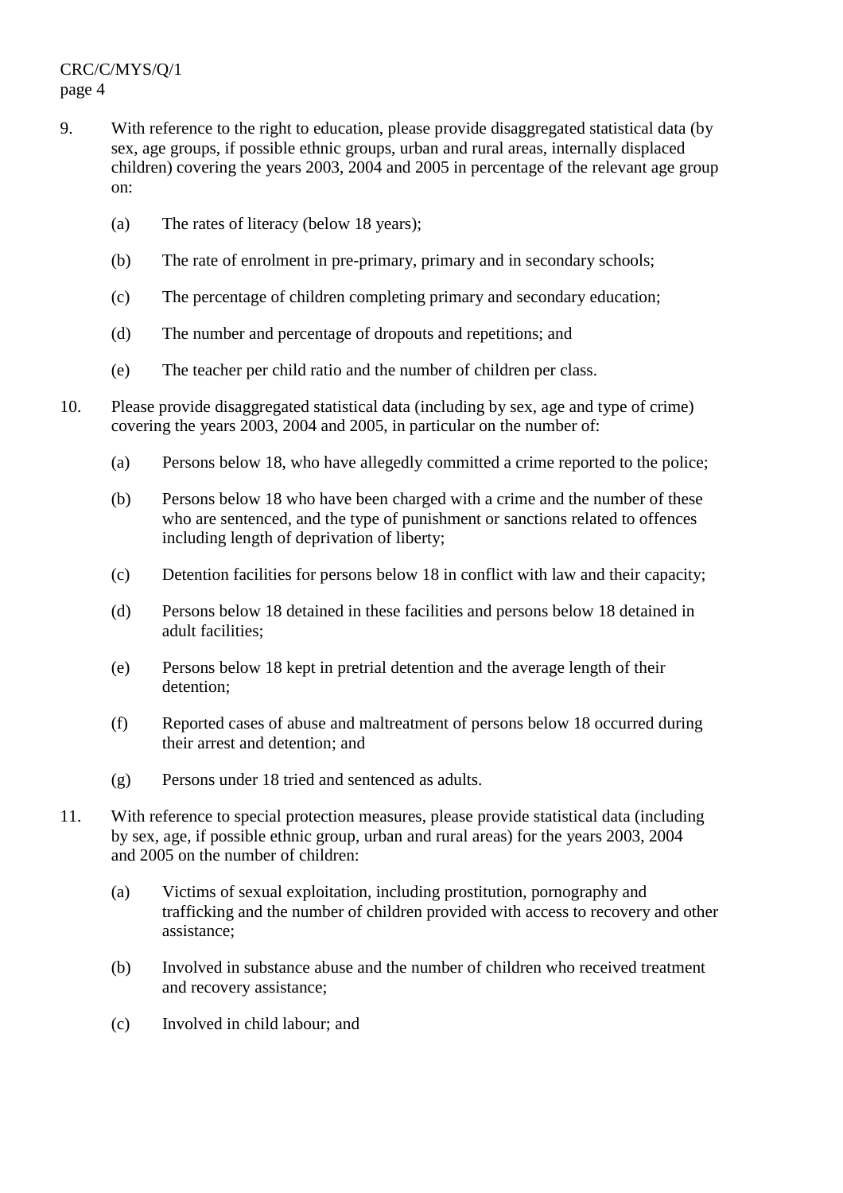9. With reference to the right to education, please provide disaggregated statistical data (by sex, age groups, if possible ethnic groups, urban and rural areas, internally displaced children) covering the years 2003, 2004 and 2005 in percentage of the relevant age group on:

   (a) The rates of literacy (below 18 years);

   (b) The rate of enrolment in pre-primary, primary and in secondary schools;

   (c) The percentage of children completing primary and secondary education;

   (d) The number and percentage of dropouts and repetitions; and

   (e) The teacher per child ratio and the number of children per class.

10. Please provide disaggregated statistical data (including by sex, age and type of crime) covering the years 2003, 2004 and 2005, in particular on the number of:

   (a) Persons below 18, who have allegedly committed a crime reported to the police;

   (b) Persons below 18 who have been charged with a crime and the number of these who are sentenced, and the type of punishment or sanctions related to offences including length of deprivation of liberty;

   (c) Detention facilities for persons below 18 in conflict with law and their capacity;

   (d) Persons below 18 detained in these facilities and persons below 18 detained in adult facilities;

   (e) Persons below 18 kept in pretrial detention and the average length of their detention;

   (f) Reported cases of abuse and maltreatment of persons below 18 occurred during their arrest and detention; and

   (g) Persons under 18 tried and sentenced as adults.

11. With reference to special protection measures, please provide statistical data (including by sex, age, if possible ethnic group, urban and rural areas) for the years 2003, 2004 and 2005 on the number of children:

   (a) Victims of sexual exploitation, including prostitution, pornography and trafficking and the number of children provided with access to recovery and other assistance;

   (b) Involved in substance abuse and the number of children who received treatment and recovery assistance;

   (c) Involved in child labour; and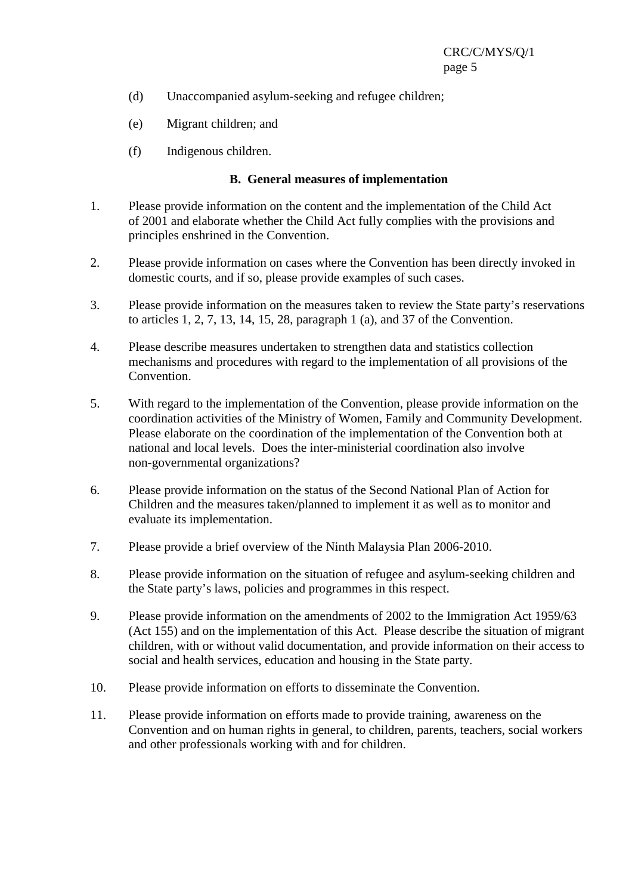(d) Unaccompanied asylum-seeking and refugee children;

(e) Migrant children; and

(f) Indigenous children.

### B. General measures of implementation

1. Please provide information on the content and the implementation of the Child Act of 2001 and elaborate whether the Child Act fully complies with the provisions and principles enshrined in the Convention.

2. Please provide information on cases where the Convention has been directly invoked in domestic courts, and if so, please provide examples of such cases.

3. Please provide information on the measures taken to review the State party's reservations to articles 1, 2, 7, 13, 14, 15, 28, paragraph 1 (a), and 37 of the Convention.

4. Please describe measures undertaken to strengthen data and statistics collection mechanisms and procedures with regard to the implementation of all provisions of the Convention.

5. With regard to the implementation of the Convention, please provide information on the coordination activities of the Ministry of Women, Family and Community Development. Please elaborate on the coordination of the implementation of the Convention both at national and local levels. Does the inter-ministerial coordination also involve non-governmental organizations?

6. Please provide information on the status of the Second National Plan of Action for Children and the measures taken/planned to implement it as well as to monitor and evaluate its implementation.

7. Please provide a brief overview of the Ninth Malaysia Plan 2006-2010.

8. Please provide information on the situation of refugee and asylum-seeking children and the State party's laws, policies and programmes in this respect.

9. Please provide information on the amendments of 2002 to the Immigration Act 1959/63 (Act 155) and on the implementation of this Act. Please describe the situation of migrant children, with or without valid documentation, and provide information on their access to social and health services, education and housing in the State party.

10. Please provide information on efforts to disseminate the Convention.

11. Please provide information on efforts made to provide training, awareness on the Convention and on human rights in general, to children, parents, teachers, social workers and other professionals working with and for children.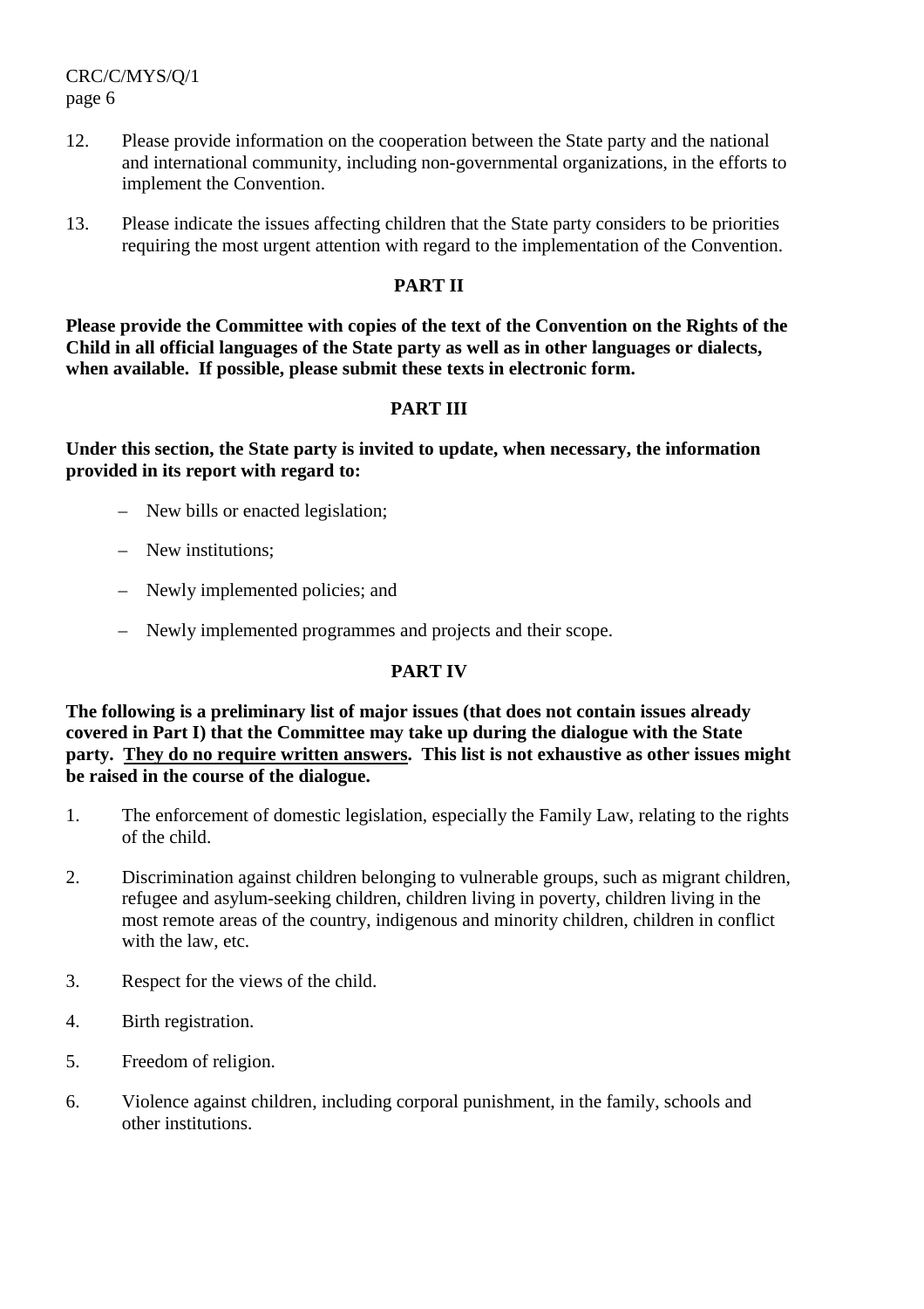12. Please provide information on the cooperation between the State party and the national and international community, including non-governmental organizations, in the efforts to implement the Convention.

13. Please indicate the issues affecting children that the State party considers to be priorities requiring the most urgent attention with regard to the implementation of the Convention.

## PART II

**Please provide the Committee with copies of the text of the Convention on the Rights of the Child in all official languages of the State party as well as in other languages or dialects, when available. If possible, please submit these texts in electronic form.**

## PART III

**Under this section, the State party is invited to update, when necessary, the information provided in its report with regard to:**

- New bills or enacted legislation;
- New institutions;
- Newly implemented policies; and
- Newly implemented programmes and projects and their scope.

## PART IV

**The following is a preliminary list of major issues (that does not contain issues already covered in Part I) that the Committee may take up during the dialogue with the State party. <u>They do no require written answers</u>. This list is not exhaustive as other issues might be raised in the course of the dialogue.**

1. The enforcement of domestic legislation, especially the Family Law, relating to the rights of the child.

2. Discrimination against children belonging to vulnerable groups, such as migrant children, refugee and asylum-seeking children, children living in poverty, children living in the most remote areas of the country, indigenous and minority children, children in conflict with the law, etc.

3. Respect for the views of the child.

4. Birth registration.

5. Freedom of religion.

6. Violence against children, including corporal punishment, in the family, schools and other institutions.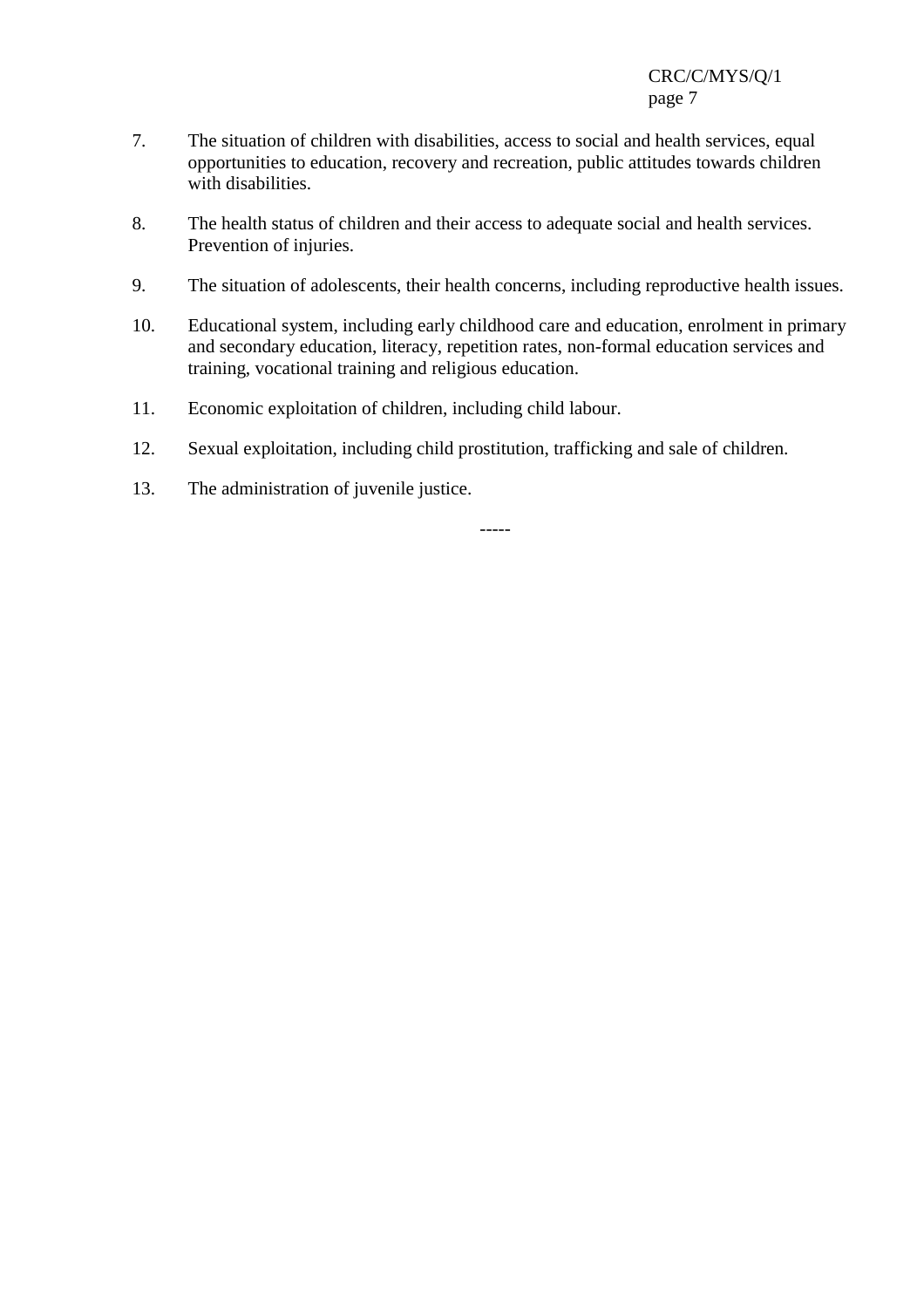7. The situation of children with disabilities, access to social and health services, equal opportunities to education, recovery and recreation, public attitudes towards children with disabilities.

8. The health status of children and their access to adequate social and health services. Prevention of injuries.

9. The situation of adolescents, their health concerns, including reproductive health issues.

10. Educational system, including early childhood care and education, enrolment in primary and secondary education, literacy, repetition rates, non-formal education services and training, vocational training and religious education.

11. Economic exploitation of children, including child labour.

12. Sexual exploitation, including child prostitution, trafficking and sale of children.

13. The administration of juvenile justice.

-----